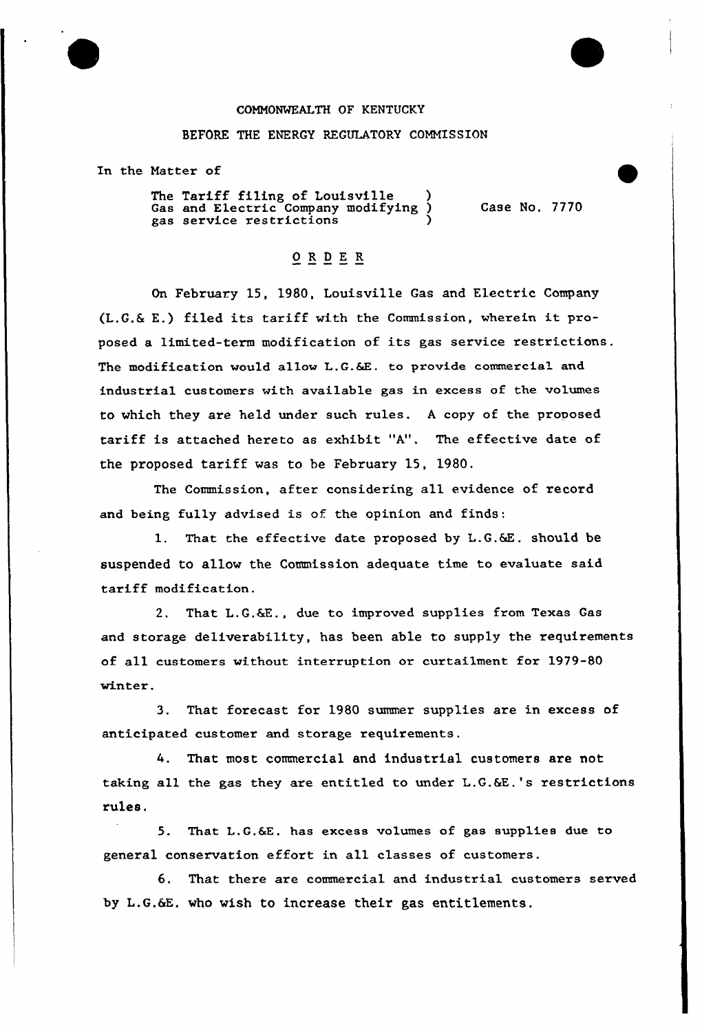COMMONWEALTH OF KENTUCKY

BEFORE THE ENERGY REGULATORY COMMISSION

In the Matter of

The Tariff filing of Louisville Gas and Electric Company modifying gas service restrictions ) Case No. 7770

## ORDER

On February 15, 1980, Louisville Gas and Electric Company (L.G.& E.) filed its tariff with the Commission, wherein it proposed a limited-term modification of its gas service restrictions. The modification would allow L.G.&E. to provide commercial and industrial customers with available gas in excess of the volumes to which they are held under such rules. A copy of the proposed tariff is attached hereto as exhibit "A". The effective date of the proposed tariff was to be February 15, 1980.

The Commission, after considering all evidence of record and being fully advised is of the opinion and finds:

1. That the effective date proposed by L.G.&E. should be suspended to allow the Commission adequate time to evaluate said tariff modification.

2. That L.G.&E., due to improved supplies from Texas Gas and storage deliverability, has been able to supply the requirements of all customers without interruption or curtailment for 1979-80 winter.

3. That forecast for 1980 summer supplies are in excess of anticipated customer and storage requirements.

4. That most commercial and industrial customers are not taking all the gas they are entitled to under L.G.&E.'s restrictions rules.

5. That L.G.&E. has excess volumes of gas supplies due to general conservation effort in all classes of customers.

6. That there are commercial and industrial customers served by L.G.&E. who wish to increase their gas entitlements.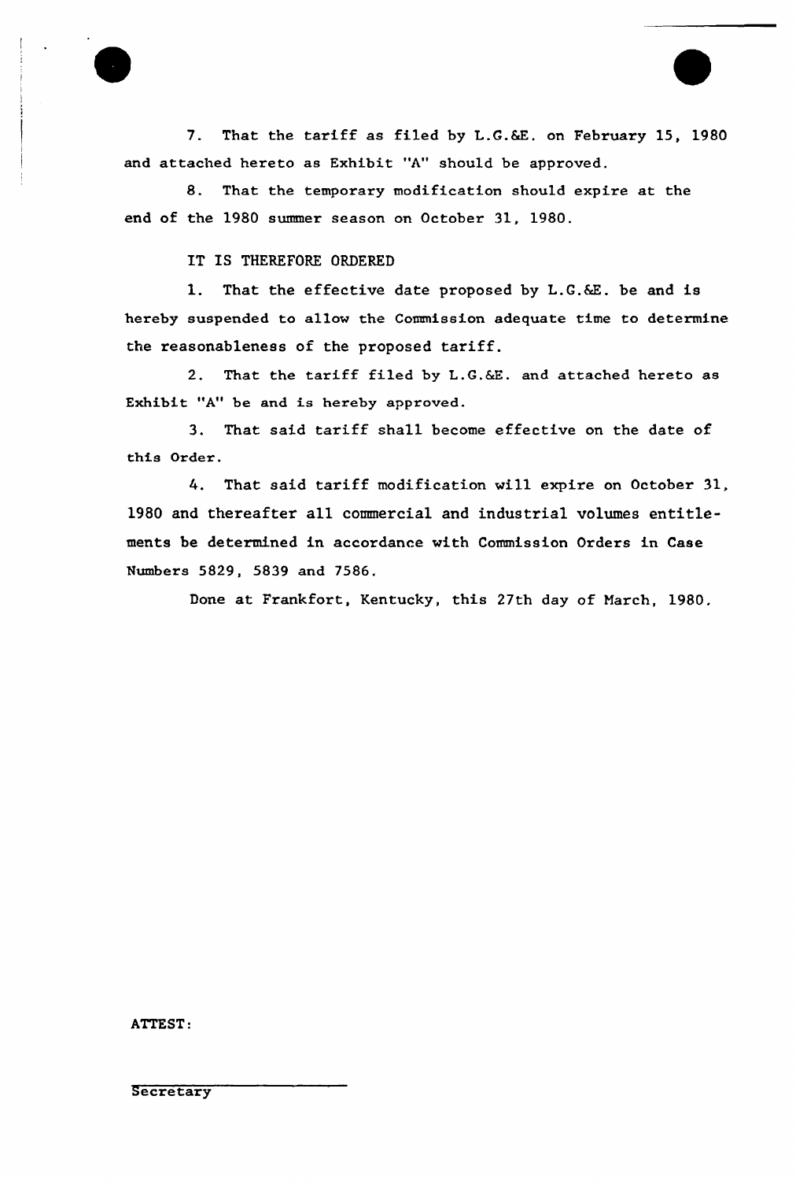7. That the tariff as filed by L.G.&E. on February 15, 1980 and attached hereto as Exhibit "A" should be approved.

8. That the temporary modification should expire at the end of the 1980 summer season on October 31, 1980.

IT IS THEREFORE ORDERED

1. That the effective date proposed by L.G.&E. be and is hereby suspended to allow the Commission adequate time to determine the reasonableness of the proposed tariff.

2. That the tariff filed by L.G.&E. and attached hereto as Exhibit "A" be and is hereby approved.

3. That said tariff shall become effective on the date of this Order.

4. That said tariff modification will expire on October 31, 1980 and thereafter all commercial and industrial volumes entitlements be determined in accordance with Commission Orders in Case Numbers 5829, 5839 and 7586.

Done at Frankfort, Kentucky, this 27th day of March, 1980.

ATTEST:

Secretary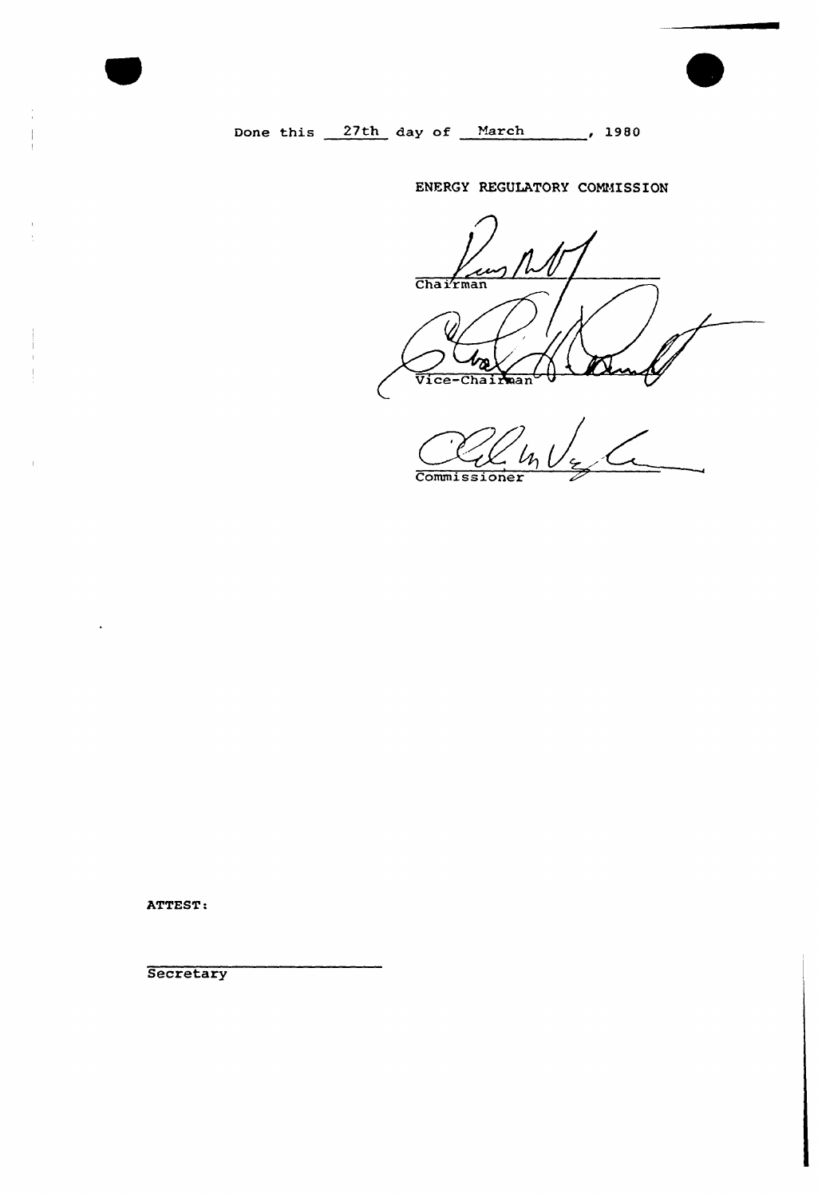Done this 27th day of March, 1980

ENERGY REGULATORY COMMISSION

Chairman

Vice-Chairman

Commissioner

ATTEST:

Secretary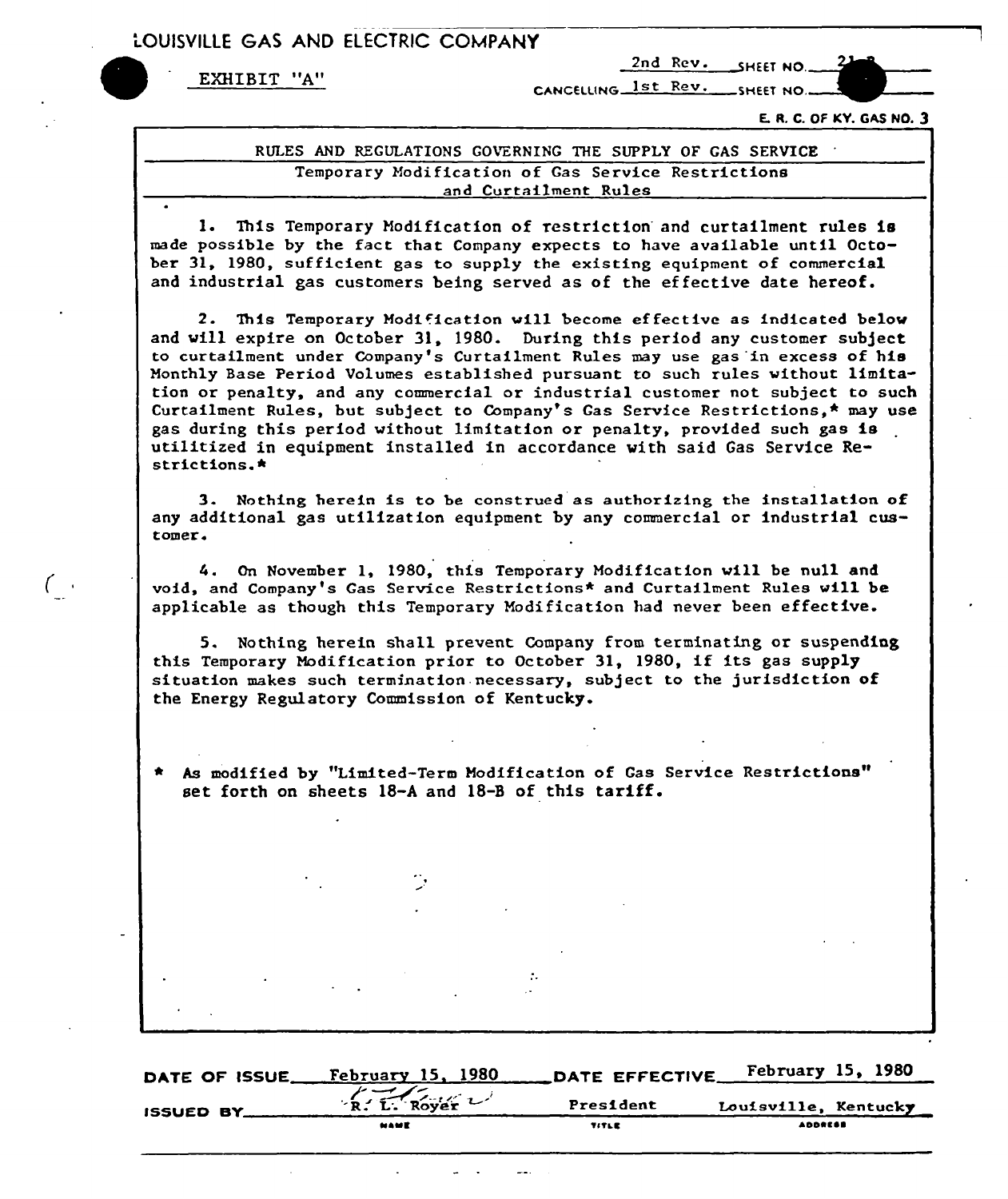LOUISVILLE GAS AND ELECTRIC COMPANY

EXHIBIT "A"

2nd Rev. SHEET NO. 21-B

CANCELLING 1st Rev. SHEET NO.

E. R. C. OF KY. GAS NO. 3

## RULES AND REGULATIONS GOVERNING THE SUPPLY OF GAS SERVICE

### Temporary Modification of Gas Service Restrictions and Curtailment Rules

1. This Temporary Modification of restriction and curtailment rules is made possible by the fact that Company expects to have available until October 31, 1980, sufficient gas to supply the existing equipment of commercial and industrial gas customers being served as of the effective date hereof.

2. This Temporary Modification will become effective as indicated below and will expire on October 31, 1980. During this period any customer subject to curtailment under Company's Curtailment Rules may use gas in excess of his Monthly Base Period Volumes established pursuant to such rules without limitation or penalty, and any commercial or industrial customer not subject to such Curtailment Rules, but subject to Company's Gas Service Restrictions,* may use gas during this period without limitation or penalty, provided such gas is utilized in equipment installed in accordance with said Gas Service Restrictions.*

3. Nothing herein is to be construed as authorizing the installation of any additional gas utilization equipment by any commercial or industrial customer.

4. On November 1, 1980, this Temporary Modification will be null and void, and Company's Gas Service Restrictions* and Curtailment Rules will be applicable as though this Temporary Modification had never been effective.

5. Nothing herein shall prevent Company from terminating or suspending this Temporary Modification prior to October 31, 1980, if its gas supply situation makes such termination necessary, subject to the jurisdiction of the Energy Regulatory Commission of Kentucky.

\* As modified by "Limited-Term Modification of Gas Service Restrictions" set forth on sheets 18-A and 18-B of this tariff.

| | | | |
|---|---|---|---|
| DATE OF ISSUE | February 15, 1980 | DATE EFFECTIVE | February 15, 1980 |
| ISSUED BY | R. L. Royer | President | Louisville, Kentucky |
| | NAME | TITLE | ADDRESS |